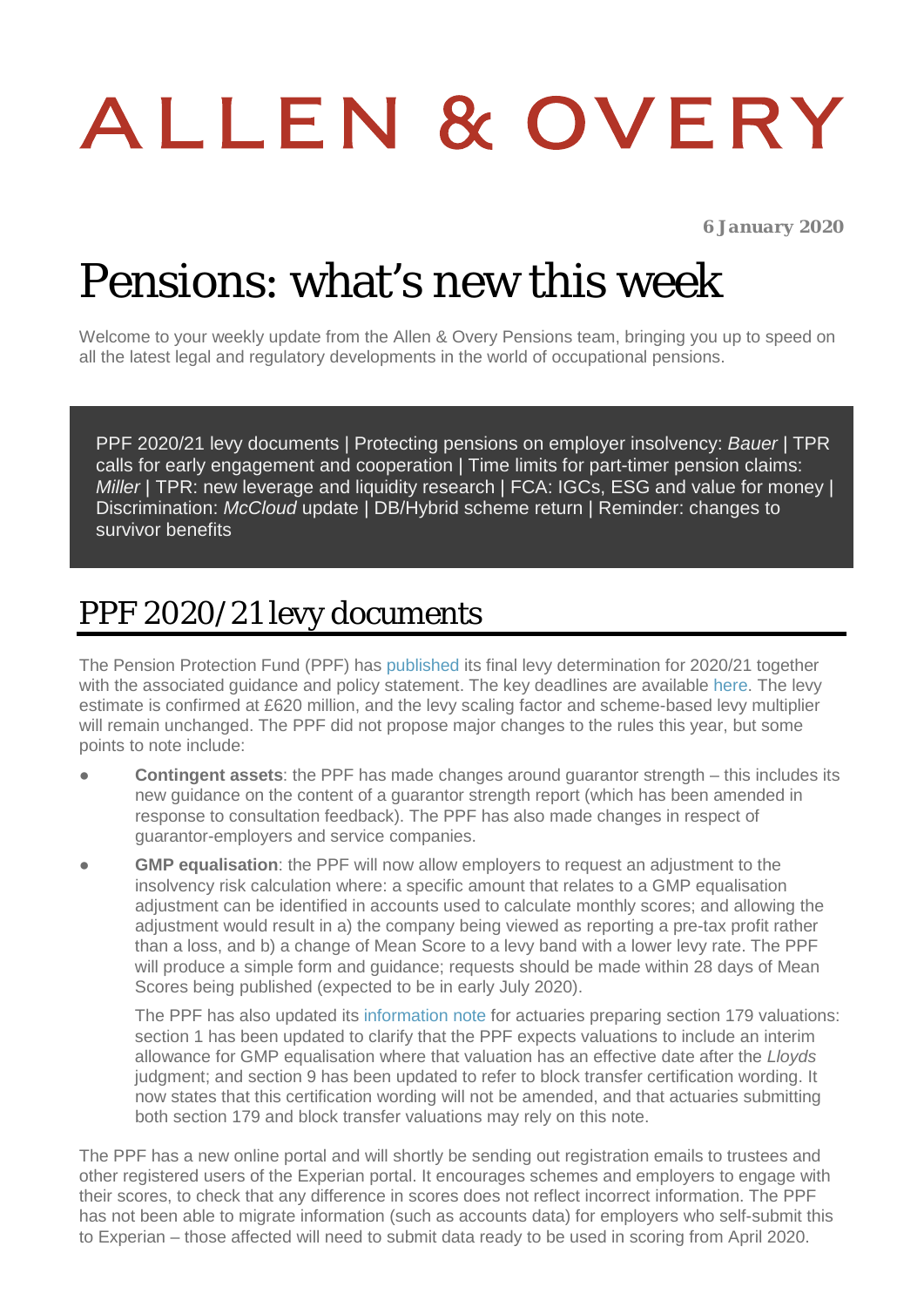# ALLEN & OVERY

**6 January 2020**

# Pensions: what's new this week

Welcome to your weekly update from the Allen & Overy Pensions team, bringing you up to speed on all the latest legal and regulatory developments in the world of occupational pensions.

PPF 2020/21 levy documents | Protecting pensions on employer insolvency: *Bauer* | TPR calls for early engagement and cooperation | Time limits for part-timer pension claims: *Miller* | TPR: new leverage and liquidity research | FCA: IGCs, ESG and value for money | Discrimination: *McCloud* update | DB/Hybrid scheme return | Reminder: changes to survivor benefits

## PPF 2020/21 levy documents

The Pension Protection Fund (PPF) has published its final levy determination for 2020/21 together with the associated guidance and policy statement. The key deadlines are available here. The levy estimate is confirmed at £620 million, and the levy scaling factor and scheme-based levy multiplier will remain unchanged. The PPF did not propose major changes to the rules this year, but some points to note include:

- **Contingent assets**: the PPF has made changes around guarantor strength – this includes its new guidance on the content of a guarantor strength report (which has been amended in response to consultation feedback). The PPF has also made changes in respect of guarantor-employers and service companies.
- **GMP equalisation**: the PPF will now allow employers to request an adjustment to the insolvency risk calculation where: a specific amount that relates to a GMP equalisation adjustment can be identified in accounts used to calculate monthly scores; and allowing the adjustment would result in a) the company being viewed as reporting a pre-tax profit rather than a loss, and b) a change of Mean Score to a levy band with a lower levy rate. The PPF will produce a simple form and guidance; requests should be made within 28 days of Mean Scores being published (expected to be in early July 2020).

  The PPF has also updated its information note for actuaries preparing section 179 valuations: section 1 has been updated to clarify that the PPF expects valuations to include an interim allowance for GMP equalisation where that valuation has an effective date after the *Lloyds* judgment; and section 9 has been updated to refer to block transfer certification wording. It now states that this certification wording will not be amended, and that actuaries submitting both section 179 and block transfer valuations may rely on this note.

The PPF has a new online portal and will shortly be sending out registration emails to trustees and other registered users of the Experian portal. It encourages schemes and employers to engage with their scores, to check that any difference in scores does not reflect incorrect information. The PPF has not been able to migrate information (such as accounts data) for employers who self-submit this to Experian – those affected will need to submit data ready to be used in scoring from April 2020.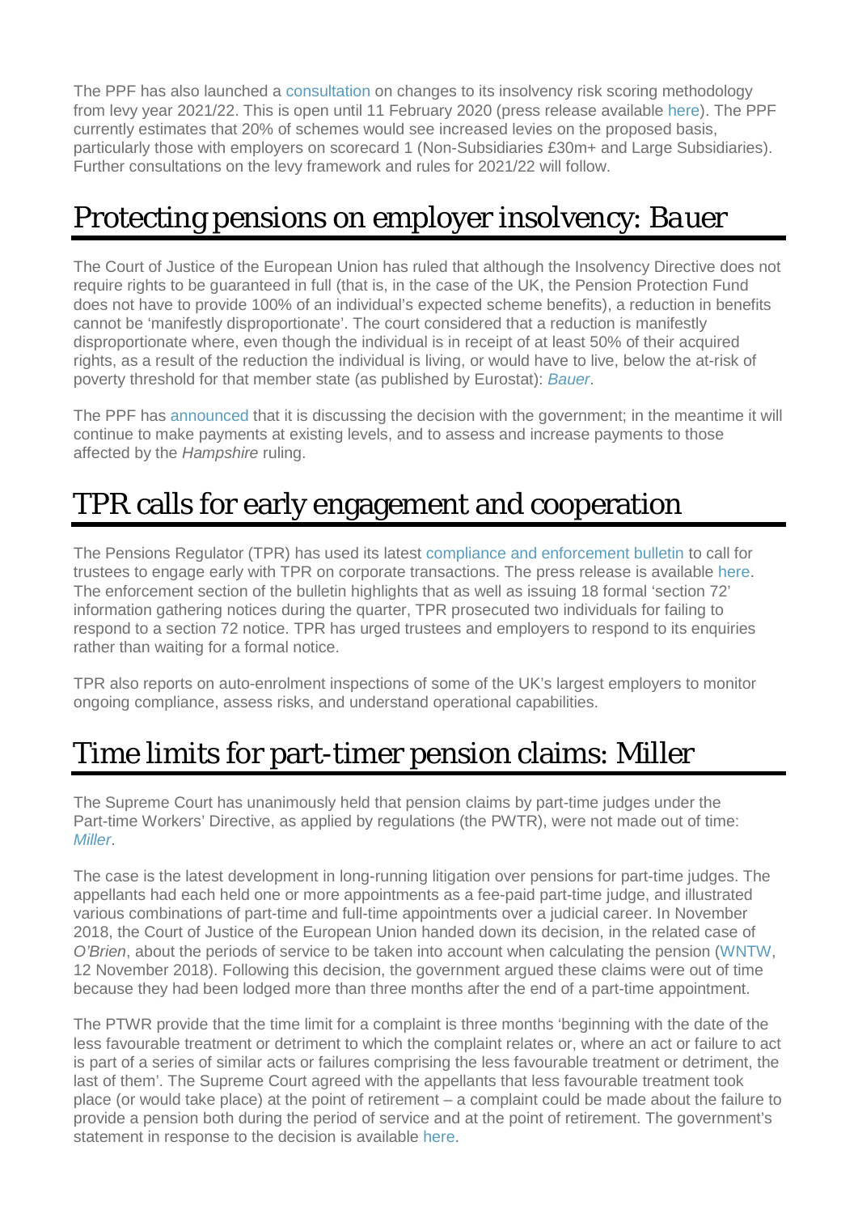The PPF has also launched a consultation on changes to its insolvency risk scoring methodology from levy year 2021/22. This is open until 11 February 2020 (press release available here). The PPF currently estimates that 20% of schemes would see increased levies on the proposed basis, particularly those with employers on scorecard 1 (Non-Subsidiaries £30m+ and Large Subsidiaries). Further consultations on the levy framework and rules for 2021/22 will follow.

## Protecting pensions on employer insolvency: *Bauer*

The Court of Justice of the European Union has ruled that although the Insolvency Directive does not require rights to be guaranteed in full (that is, in the case of the UK, the Pension Protection Fund does not have to provide 100% of an individual's expected scheme benefits), a reduction in benefits cannot be 'manifestly disproportionate'. The court considered that a reduction is manifestly disproportionate where, even though the individual is in receipt of at least 50% of their acquired rights, as a result of the reduction the individual is living, or would have to live, below the at-risk of poverty threshold for that member state (as published by Eurostat): *Bauer*.

The PPF has announced that it is discussing the decision with the government; in the meantime it will continue to make payments at existing levels, and to assess and increase payments to those affected by the *Hampshire* ruling.

## TPR calls for early engagement and cooperation

The Pensions Regulator (TPR) has used its latest compliance and enforcement bulletin to call for trustees to engage early with TPR on corporate transactions. The press release is available here. The enforcement section of the bulletin highlights that as well as issuing 18 formal 'section 72' information gathering notices during the quarter, TPR prosecuted two individuals for failing to respond to a section 72 notice. TPR has urged trustees and employers to respond to its enquiries rather than waiting for a formal notice.

TPR also reports on auto-enrolment inspections of some of the UK's largest employers to monitor ongoing compliance, assess risks, and understand operational capabilities.

## Time limits for part-timer pension claims: Miller

The Supreme Court has unanimously held that pension claims by part-time judges under the Part-time Workers' Directive, as applied by regulations (the PWTR), were not made out of time: *Miller*.

The case is the latest development in long-running litigation over pensions for part-time judges. The appellants had each held one or more appointments as a fee-paid part-time judge, and illustrated various combinations of part-time and full-time appointments over a judicial career. In November 2018, the Court of Justice of the European Union handed down its decision, in the related case of *O'Brien*, about the periods of service to be taken into account when calculating the pension (WNTW, 12 November 2018). Following this decision, the government argued these claims were out of time because they had been lodged more than three months after the end of a part-time appointment.

The PTWR provide that the time limit for a complaint is three months 'beginning with the date of the less favourable treatment or detriment to which the complaint relates or, where an act or failure to act is part of a series of similar acts or failures comprising the less favourable treatment or detriment, the last of them'. The Supreme Court agreed with the appellants that less favourable treatment took place (or would take place) at the point of retirement – a complaint could be made about the failure to provide a pension both during the period of service and at the point of retirement. The government's statement in response to the decision is available here.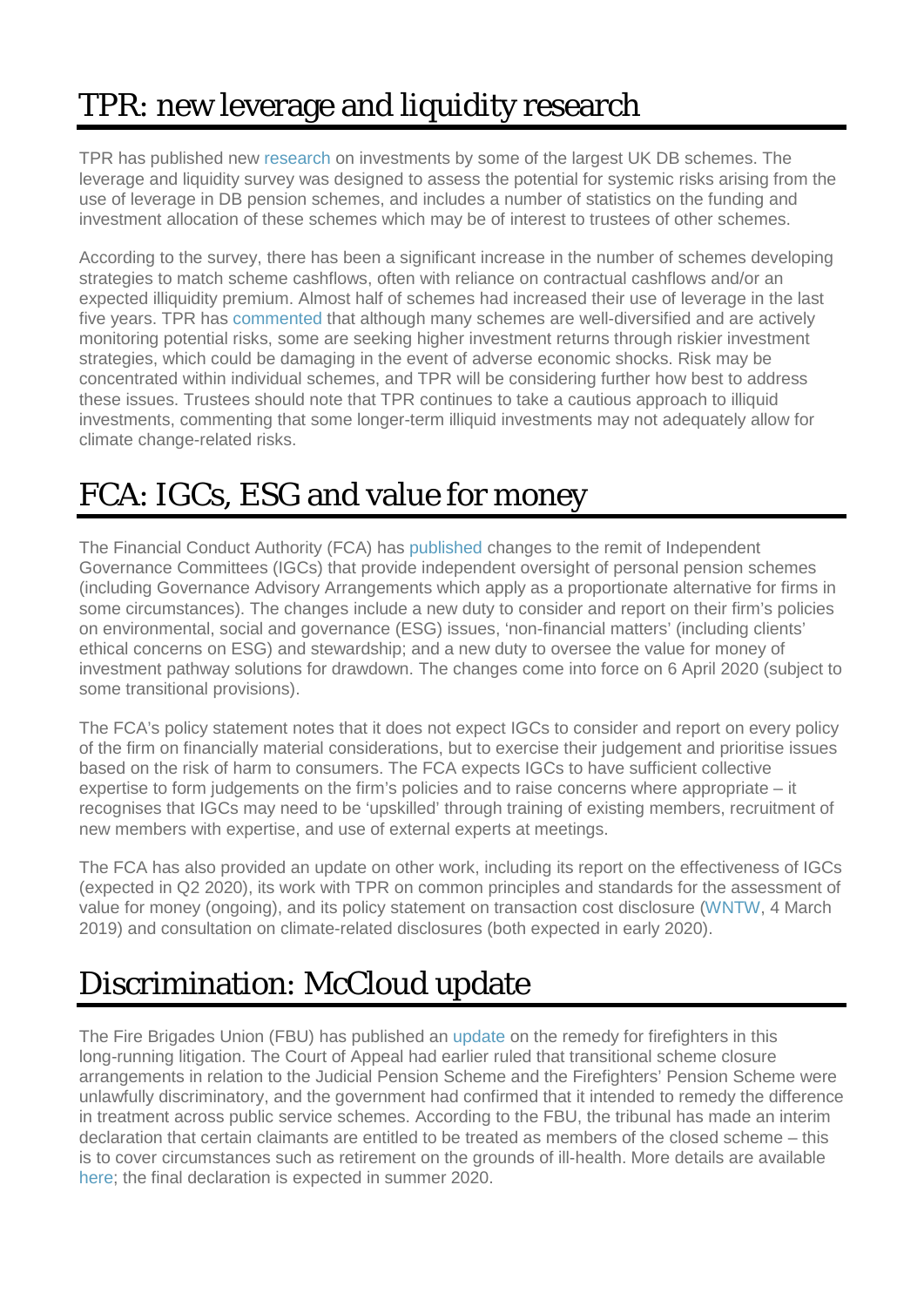# TPR: new leverage and liquidity research

TPR has published new research on investments by some of the largest UK DB schemes. The leverage and liquidity survey was designed to assess the potential for systemic risks arising from the use of leverage in DB pension schemes, and includes a number of statistics on the funding and investment allocation of these schemes which may be of interest to trustees of other schemes.

According to the survey, there has been a significant increase in the number of schemes developing strategies to match scheme cashflows, often with reliance on contractual cashflows and/or an expected illiquidity premium. Almost half of schemes had increased their use of leverage in the last five years. TPR has commented that although many schemes are well-diversified and are actively monitoring potential risks, some are seeking higher investment returns through riskier investment strategies, which could be damaging in the event of adverse economic shocks. Risk may be concentrated within individual schemes, and TPR will be considering further how best to address these issues. Trustees should note that TPR continues to take a cautious approach to illiquid investments, commenting that some longer-term illiquid investments may not adequately allow for climate change-related risks.

# FCA: IGCs, ESG and value for money

The Financial Conduct Authority (FCA) has published changes to the remit of Independent Governance Committees (IGCs) that provide independent oversight of personal pension schemes (including Governance Advisory Arrangements which apply as a proportionate alternative for firms in some circumstances). The changes include a new duty to consider and report on their firm's policies on environmental, social and governance (ESG) issues, 'non-financial matters' (including clients' ethical concerns on ESG) and stewardship; and a new duty to oversee the value for money of investment pathway solutions for drawdown. The changes come into force on 6 April 2020 (subject to some transitional provisions).

The FCA's policy statement notes that it does not expect IGCs to consider and report on every policy of the firm on financially material considerations, but to exercise their judgement and prioritise issues based on the risk of harm to consumers. The FCA expects IGCs to have sufficient collective expertise to form judgements on the firm's policies and to raise concerns where appropriate – it recognises that IGCs may need to be 'upskilled' through training of existing members, recruitment of new members with expertise, and use of external experts at meetings.

The FCA has also provided an update on other work, including its report on the effectiveness of IGCs (expected in Q2 2020), its work with TPR on common principles and standards for the assessment of value for money (ongoing), and its policy statement on transaction cost disclosure (WNTW, 4 March 2019) and consultation on climate-related disclosures (both expected in early 2020).

# Discrimination: McCloud update

The Fire Brigades Union (FBU) has published an update on the remedy for firefighters in this long-running litigation. The Court of Appeal had earlier ruled that transitional scheme closure arrangements in relation to the Judicial Pension Scheme and the Firefighters' Pension Scheme were unlawfully discriminatory, and the government had confirmed that it intended to remedy the difference in treatment across public service schemes. According to the FBU, the tribunal has made an interim declaration that certain claimants are entitled to be treated as members of the closed scheme – this is to cover circumstances such as retirement on the grounds of ill-health. More details are available here; the final declaration is expected in summer 2020.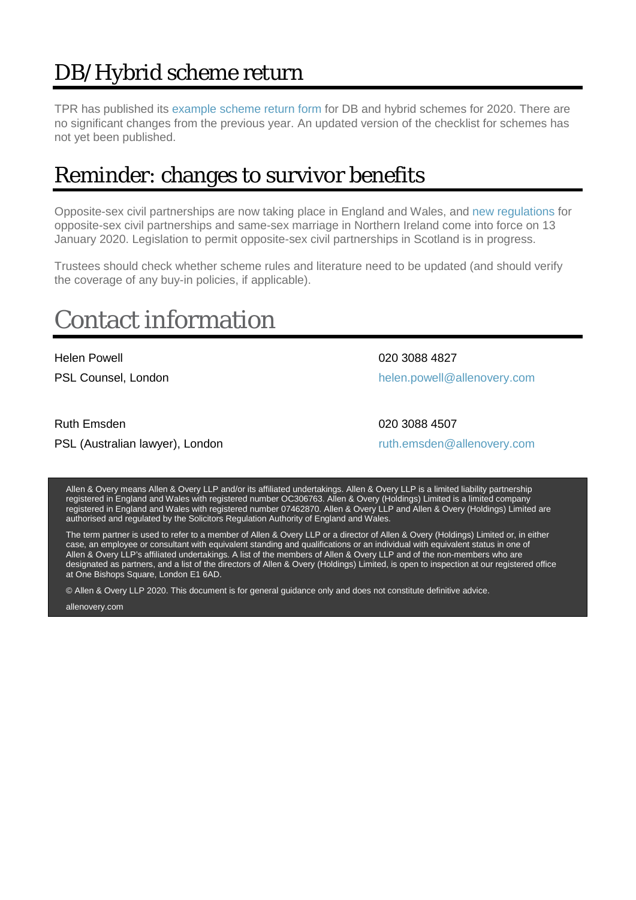## DB/Hybrid scheme return

TPR has published its example scheme return form for DB and hybrid schemes for 2020. There are no significant changes from the previous year. An updated version of the checklist for schemes has not yet been published.

## Reminder: changes to survivor benefits

Opposite-sex civil partnerships are now taking place in England and Wales, and new regulations for opposite-sex civil partnerships and same-sex marriage in Northern Ireland come into force on 13 January 2020. Legislation to permit opposite-sex civil partnerships in Scotland is in progress.

Trustees should check whether scheme rules and literature need to be updated (and should verify the coverage of any buy-in policies, if applicable).

## Contact information

| | |
|---|---|
| Helen Powell<br>PSL Counsel, London | 020 3088 4827<br>helen.powell@allenovery.com |
| Ruth Emsden<br>PSL (Australian lawyer), London | 020 3088 4507<br>ruth.emsden@allenovery.com |

Allen & Overy means Allen & Overy LLP and/or its affiliated undertakings. Allen & Overy LLP is a limited liability partnership registered in England and Wales with registered number OC306763. Allen & Overy (Holdings) Limited is a limited company registered in England and Wales with registered number 07462870. Allen & Overy LLP and Allen & Overy (Holdings) Limited are authorised and regulated by the Solicitors Regulation Authority of England and Wales.

The term partner is used to refer to a member of Allen & Overy LLP or a director of Allen & Overy (Holdings) Limited or, in either case, an employee or consultant with equivalent standing and qualifications or an individual with equivalent status in one of Allen & Overy LLP's affiliated undertakings. A list of the members of Allen & Overy LLP and of the non-members who are designated as partners, and a list of the directors of Allen & Overy (Holdings) Limited, is open to inspection at our registered office at One Bishops Square, London E1 6AD.

© Allen & Overy LLP 2020. This document is for general guidance only and does not constitute definitive advice.

allenovery.com